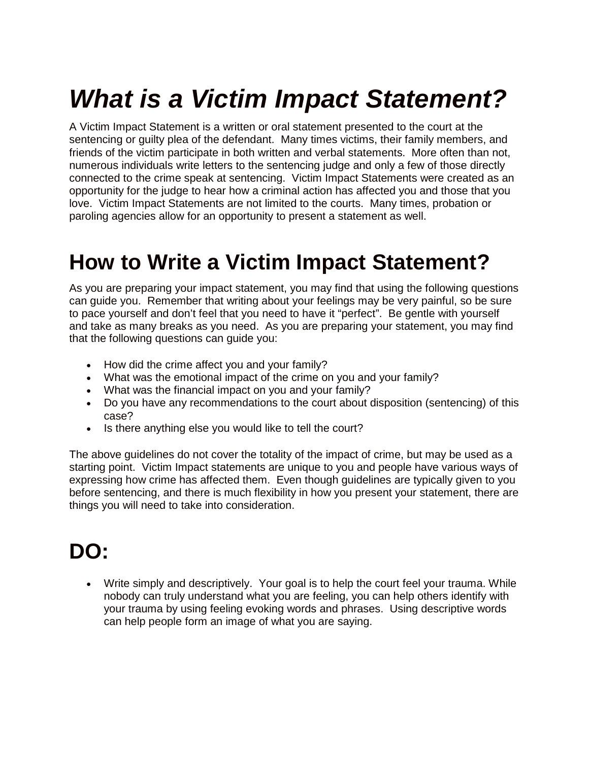# *What is a Victim Impact Statement?*

A Victim Impact Statement is a written or oral statement presented to the court at the sentencing or guilty plea of the defendant. Many times victims, their family members, and friends of the victim participate in both written and verbal statements. More often than not, numerous individuals write letters to the sentencing judge and only a few of those directly connected to the crime speak at sentencing. Victim Impact Statements were created as an opportunity for the judge to hear how a criminal action has affected you and those that you love. Victim Impact Statements are not limited to the courts. Many times, probation or paroling agencies allow for an opportunity to present a statement as well.

# How to Write a Victim Impact Statement?

As you are preparing your impact statement, you may find that using the following questions can guide you. Remember that writing about your feelings may be very painful, so be sure to pace yourself and don't feel that you need to have it "perfect". Be gentle with yourself and take as many breaks as you need. As you are preparing your statement, you may find that the following questions can guide you:

- How did the crime affect you and your family?
- What was the emotional impact of the crime on you and your family?
- What was the financial impact on you and your family?
- Do you have any recommendations to the court about disposition (sentencing) of this case?
- Is there anything else you would like to tell the court?

The above guidelines do not cover the totality of the impact of crime, but may be used as a starting point. Victim Impact statements are unique to you and people have various ways of expressing how crime has affected them. Even though guidelines are typically given to you before sentencing, and there is much flexibility in how you present your statement, there are things you will need to take into consideration.

# DO:

- Write simply and descriptively. Your goal is to help the court feel your trauma. While nobody can truly understand what you are feeling, you can help others identify with your trauma by using feeling evoking words and phrases. Using descriptive words can help people form an image of what you are saying.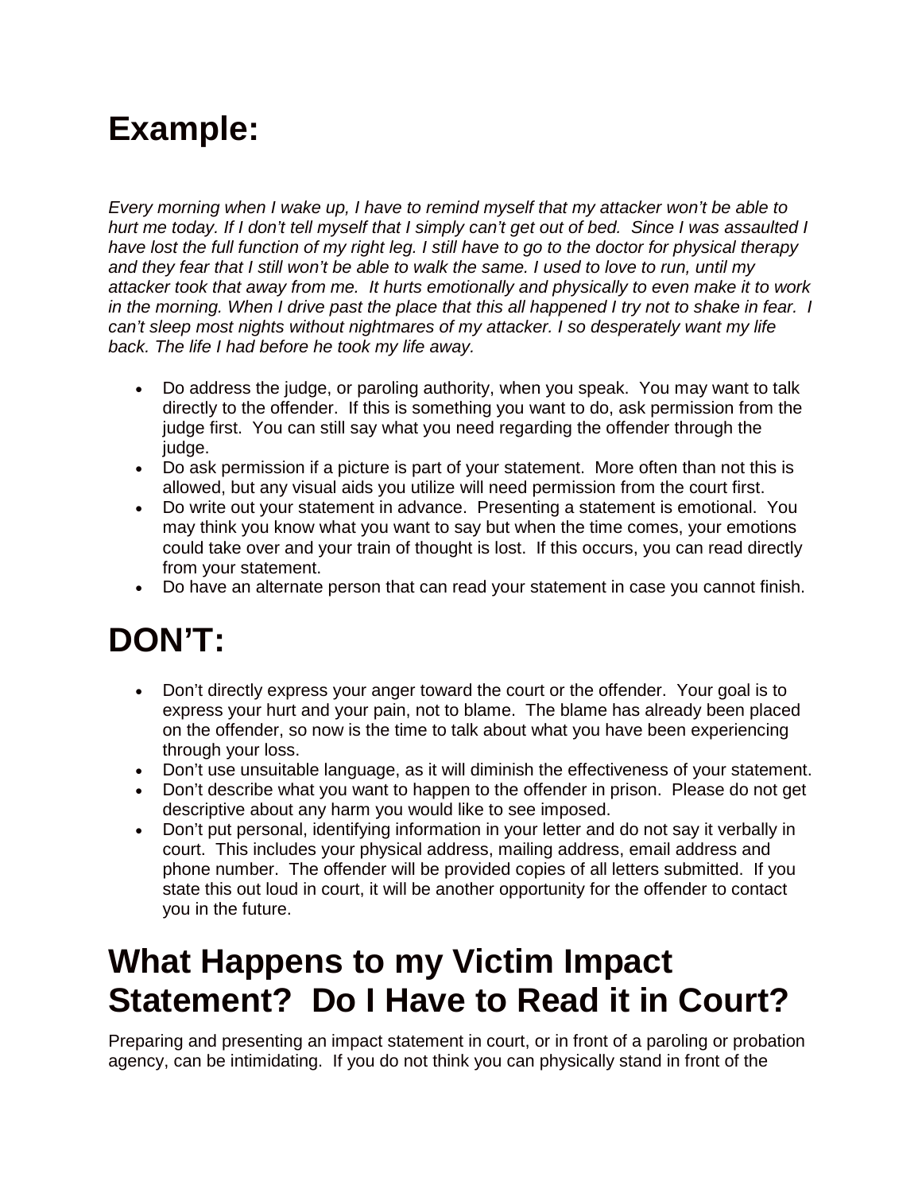# Example:

*Every morning when I wake up, I have to remind myself that my attacker won't be able to hurt me today. If I don't tell myself that I simply can't get out of bed. Since I was assaulted I have lost the full function of my right leg. I still have to go to the doctor for physical therapy and they fear that I still won't be able to walk the same. I used to love to run, until my attacker took that away from me. It hurts emotionally and physically to even make it to work in the morning. When I drive past the place that this all happened I try not to shake in fear. I can't sleep most nights without nightmares of my attacker. I so desperately want my life back. The life I had before he took my life away.*

- Do address the judge, or paroling authority, when you speak. You may want to talk directly to the offender. If this is something you want to do, ask permission from the judge first. You can still say what you need regarding the offender through the judge.
- Do ask permission if a picture is part of your statement. More often than not this is allowed, but any visual aids you utilize will need permission from the court first.
- Do write out your statement in advance. Presenting a statement is emotional. You may think you know what you want to say but when the time comes, your emotions could take over and your train of thought is lost. If this occurs, you can read directly from your statement.
- Do have an alternate person that can read your statement in case you cannot finish.

# DON'T:

- Don't directly express your anger toward the court or the offender. Your goal is to express your hurt and your pain, not to blame. The blame has already been placed on the offender, so now is the time to talk about what you have been experiencing through your loss.
- Don't use unsuitable language, as it will diminish the effectiveness of your statement.
- Don't describe what you want to happen to the offender in prison. Please do not get descriptive about any harm you would like to see imposed.
- Don't put personal, identifying information in your letter and do not say it verbally in court. This includes your physical address, mailing address, email address and phone number. The offender will be provided copies of all letters submitted. If you state this out loud in court, it will be another opportunity for the offender to contact you in the future.

# What Happens to my Victim Impact Statement? Do I Have to Read it in Court?

Preparing and presenting an impact statement in court, or in front of a paroling or probation agency, can be intimidating. If you do not think you can physically stand in front of the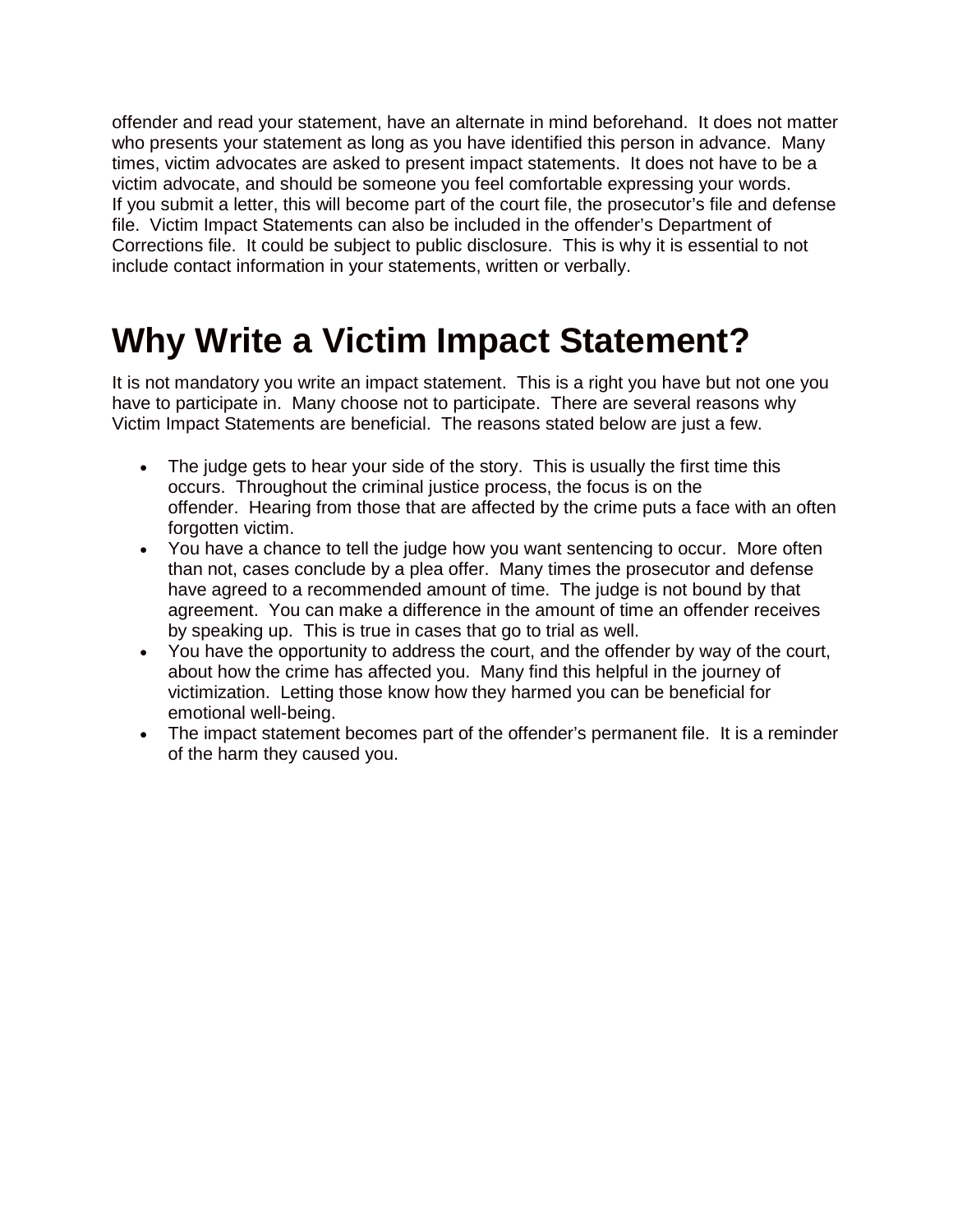offender and read your statement, have an alternate in mind beforehand. It does not matter who presents your statement as long as you have identified this person in advance. Many times, victim advocates are asked to present impact statements. It does not have to be a victim advocate, and should be someone you feel comfortable expressing your words.
If you submit a letter, this will become part of the court file, the prosecutor's file and defense file. Victim Impact Statements can also be included in the offender's Department of Corrections file. It could be subject to public disclosure. This is why it is essential to not include contact information in your statements, written or verbally.

# Why Write a Victim Impact Statement?

It is not mandatory you write an impact statement. This is a right you have but not one you have to participate in. Many choose not to participate. There are several reasons why Victim Impact Statements are beneficial. The reasons stated below are just a few.

- The judge gets to hear your side of the story. This is usually the first time this occurs. Throughout the criminal justice process, the focus is on the offender. Hearing from those that are affected by the crime puts a face with an often forgotten victim.
- You have a chance to tell the judge how you want sentencing to occur. More often than not, cases conclude by a plea offer. Many times the prosecutor and defense have agreed to a recommended amount of time. The judge is not bound by that agreement. You can make a difference in the amount of time an offender receives by speaking up. This is true in cases that go to trial as well.
- You have the opportunity to address the court, and the offender by way of the court, about how the crime has affected you. Many find this helpful in the journey of victimization. Letting those know how they harmed you can be beneficial for emotional well-being.
- The impact statement becomes part of the offender's permanent file. It is a reminder of the harm they caused you.